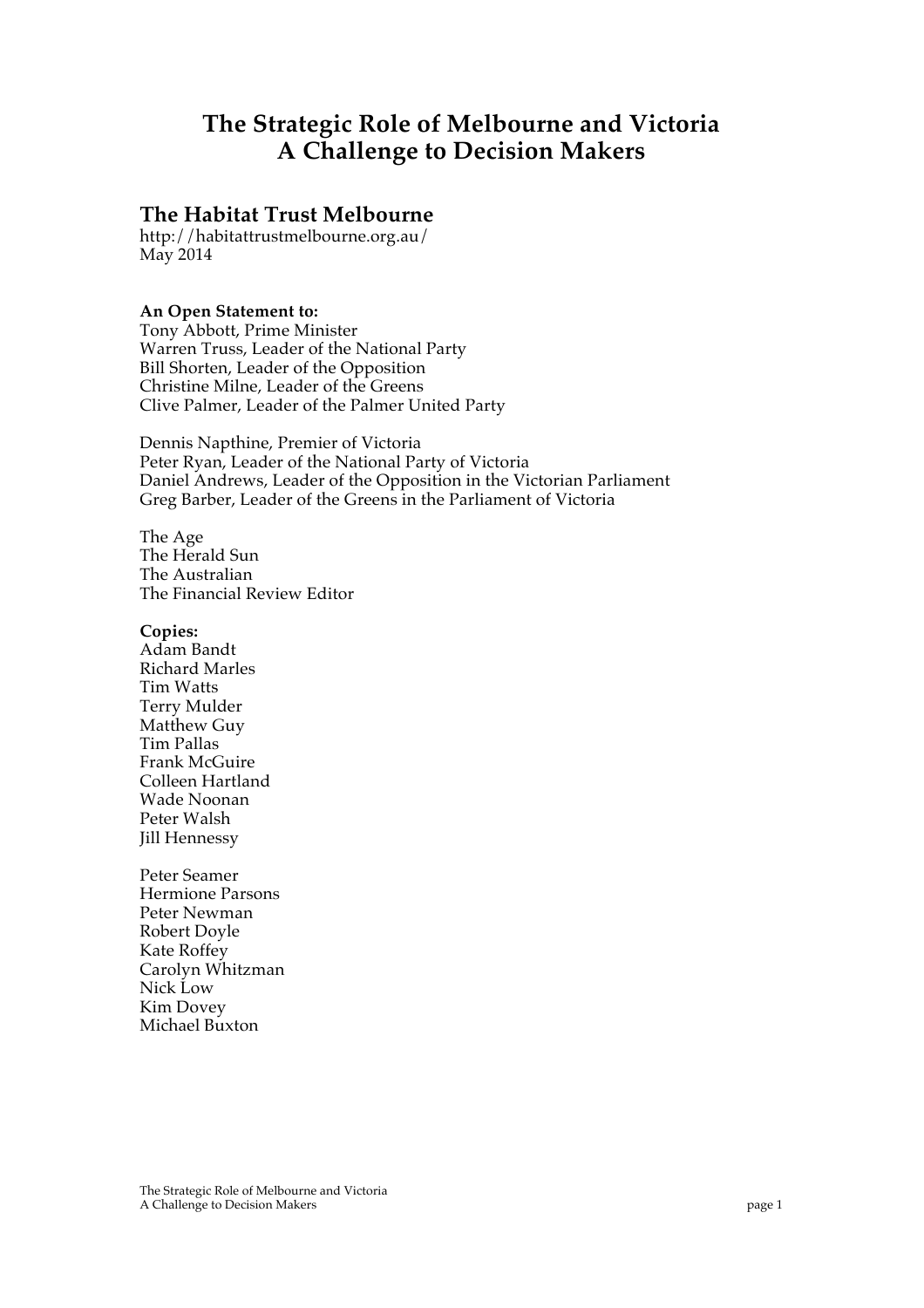# The Strategic Role of Melbourne and Victoria
# A Challenge to Decision Makers

## The Habitat Trust Melbourne

http://habitattrustmelbourne.org.au/
May 2014

**An Open Statement to:**
Tony Abbott, Prime Minister
Warren Truss, Leader of the National Party
Bill Shorten, Leader of the Opposition
Christine Milne, Leader of the Greens
Clive Palmer, Leader of the Palmer United Party

Dennis Napthine, Premier of Victoria
Peter Ryan, Leader of the National Party of Victoria
Daniel Andrews, Leader of the Opposition in the Victorian Parliament
Greg Barber, Leader of the Greens in the Parliament of Victoria

The Age
The Herald Sun
The Australian
The Financial Review Editor

**Copies:**
Adam Bandt
Richard Marles
Tim Watts
Terry Mulder
Matthew Guy
Tim Pallas
Frank McGuire
Colleen Hartland
Wade Noonan
Peter Walsh
Jill Hennessy

Peter Seamer
Hermione Parsons
Peter Newman
Robert Doyle
Kate Roffey
Carolyn Whitzman
Nick Low
Kim Dovey
Michael Buxton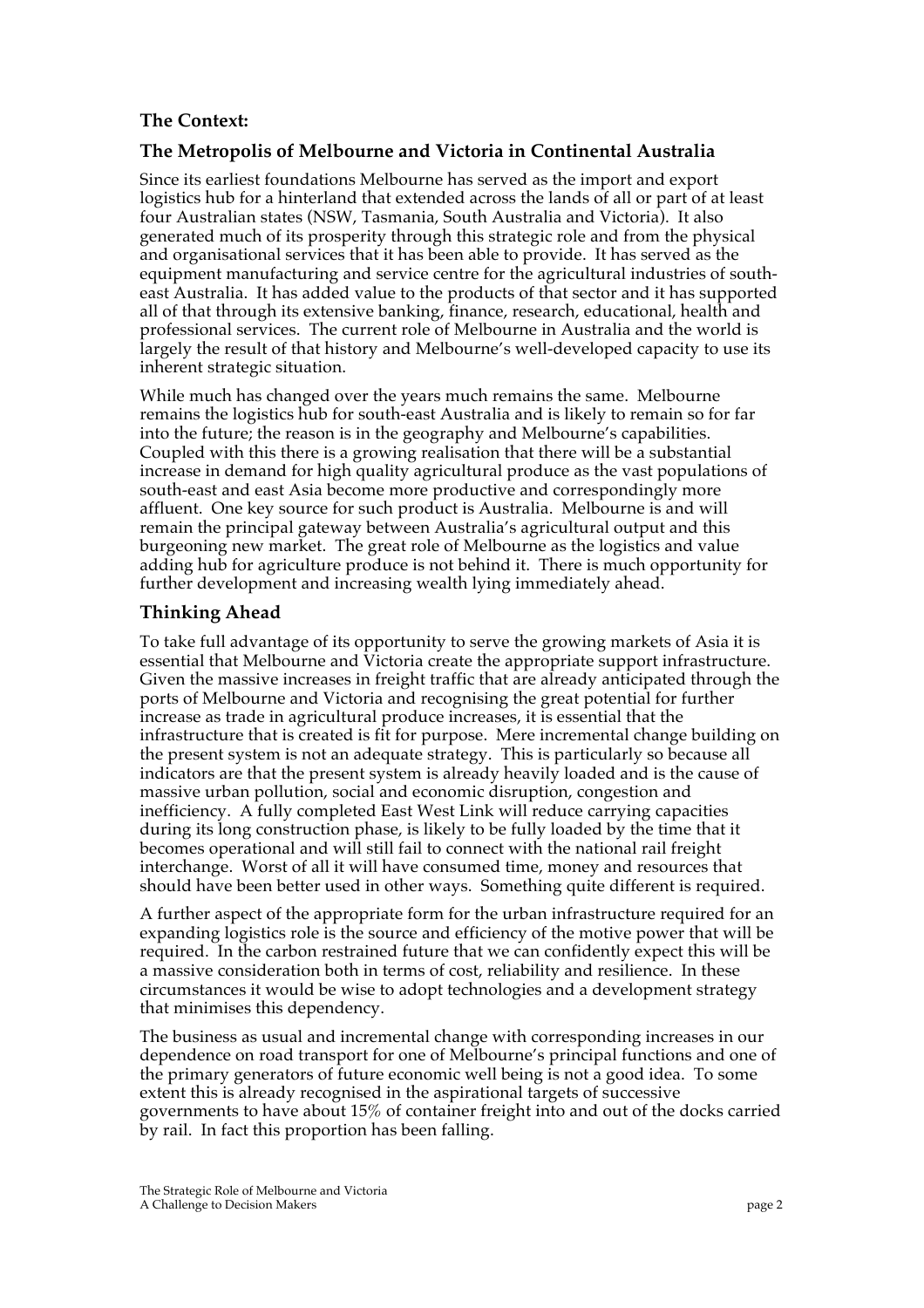## The Context:

## The Metropolis of Melbourne and Victoria in Continental Australia

Since its earliest foundations Melbourne has served as the import and export logistics hub for a hinterland that extended across the lands of all or part of at least four Australian states (NSW, Tasmania, South Australia and Victoria). It also generated much of its prosperity through this strategic role and from the physical and organisational services that it has been able to provide. It has served as the equipment manufacturing and service centre for the agricultural industries of south-east Australia. It has added value to the products of that sector and it has supported all of that through its extensive banking, finance, research, educational, health and professional services. The current role of Melbourne in Australia and the world is largely the result of that history and Melbourne's well-developed capacity to use its inherent strategic situation.

While much has changed over the years much remains the same. Melbourne remains the logistics hub for south-east Australia and is likely to remain so for far into the future; the reason is in the geography and Melbourne's capabilities. Coupled with this there is a growing realisation that there will be a substantial increase in demand for high quality agricultural produce as the vast populations of south-east and east Asia become more productive and correspondingly more affluent. One key source for such product is Australia. Melbourne is and will remain the principal gateway between Australia's agricultural output and this burgeoning new market. The great role of Melbourne as the logistics and value adding hub for agriculture produce is not behind it. There is much opportunity for further development and increasing wealth lying immediately ahead.

## Thinking Ahead

To take full advantage of its opportunity to serve the growing markets of Asia it is essential that Melbourne and Victoria create the appropriate support infrastructure. Given the massive increases in freight traffic that are already anticipated through the ports of Melbourne and Victoria and recognising the great potential for further increase as trade in agricultural produce increases, it is essential that the infrastructure that is created is fit for purpose. Mere incremental change building on the present system is not an adequate strategy. This is particularly so because all indicators are that the present system is already heavily loaded and is the cause of massive urban pollution, social and economic disruption, congestion and inefficiency. A fully completed East West Link will reduce carrying capacities during its long construction phase, is likely to be fully loaded by the time that it becomes operational and will still fail to connect with the national rail freight interchange. Worst of all it will have consumed time, money and resources that should have been better used in other ways. Something quite different is required.

A further aspect of the appropriate form for the urban infrastructure required for an expanding logistics role is the source and efficiency of the motive power that will be required. In the carbon restrained future that we can confidently expect this will be a massive consideration both in terms of cost, reliability and resilience. In these circumstances it would be wise to adopt technologies and a development strategy that minimises this dependency.

The business as usual and incremental change with corresponding increases in our dependence on road transport for one of Melbourne's principal functions and one of the primary generators of future economic well being is not a good idea. To some extent this is already recognised in the aspirational targets of successive governments to have about 15% of container freight into and out of the docks carried by rail. In fact this proportion has been falling.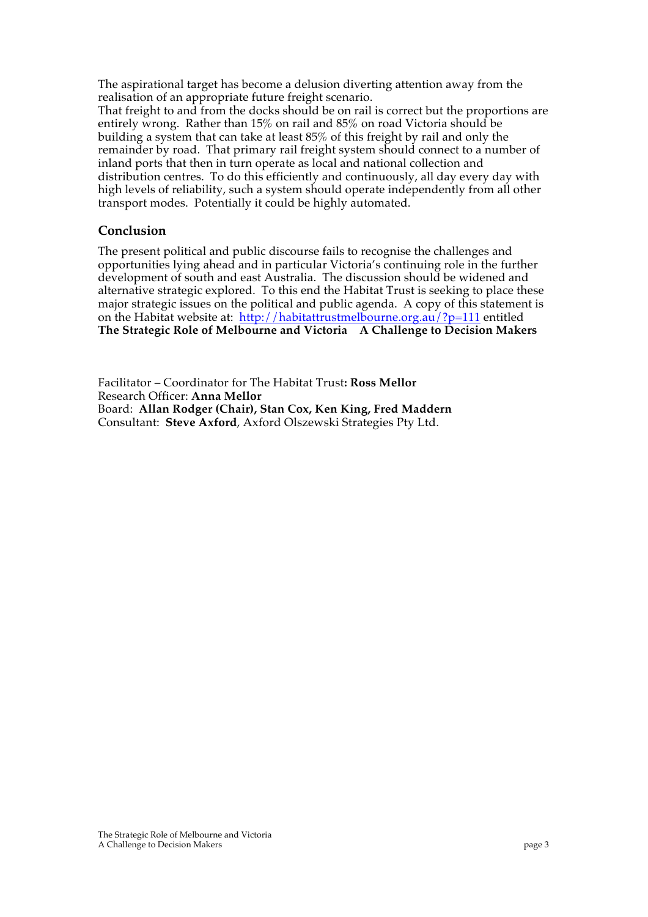The aspirational target has become a delusion diverting attention away from the realisation of an appropriate future freight scenario.

That freight to and from the docks should be on rail is correct but the proportions are entirely wrong. Rather than 15% on rail and 85% on road Victoria should be building a system that can take at least 85% of this freight by rail and only the remainder by road. That primary rail freight system should connect to a number of inland ports that then in turn operate as local and national collection and distribution centres. To do this efficiently and continuously, all day every day with high levels of reliability, such a system should operate independently from all other transport modes. Potentially it could be highly automated.

## Conclusion

The present political and public discourse fails to recognise the challenges and opportunities lying ahead and in particular Victoria's continuing role in the further development of south and east Australia. The discussion should be widened and alternative strategic explored. To this end the Habitat Trust is seeking to place these major strategic issues on the political and public agenda. A copy of this statement is on the Habitat website at: [http://habitattrustmelbourne.org.au/?p=111](http://habitattrustmelbourne.org.au/?p=111) entitled **The Strategic Role of Melbourne and Victoria  A Challenge to Decision Makers**

Facilitator – Coordinator for The Habitat Trust**: Ross Mellor**
Research Officer: **Anna Mellor**
Board: **Allan Rodger (Chair), Stan Cox, Ken King, Fred Maddern**
Consultant: **Steve Axford**, Axford Olszewski Strategies Pty Ltd.